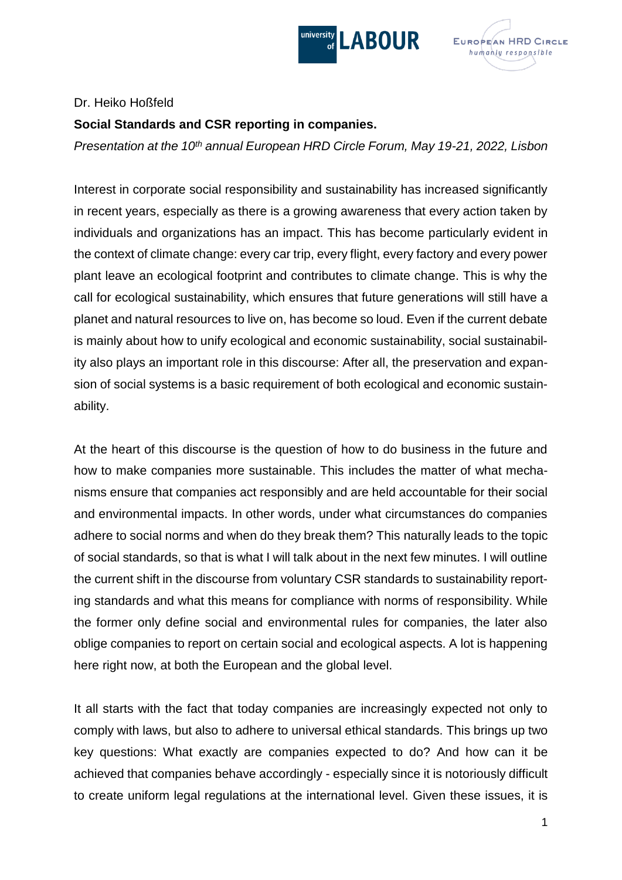Dr. Heiko Hoßfeld

**Social Standards and CSR reporting in companies.**

*Presentation at the 10th annual European HRD Circle Forum, May 19-21, 2022, Lisbon*

Interest in corporate social responsibility and sustainability has increased significantly in recent years, especially as there is a growing awareness that every action taken by individuals and organizations has an impact. This has become particularly evident in the context of climate change: every car trip, every flight, every factory and every power plant leave an ecological footprint and contributes to climate change. This is why the call for ecological sustainability, which ensures that future generations will still have a planet and natural resources to live on, has become so loud. Even if the current debate is mainly about how to unify ecological and economic sustainability, social sustainability also plays an important role in this discourse: After all, the preservation and expansion of social systems is a basic requirement of both ecological and economic sustainability.

At the heart of this discourse is the question of how to do business in the future and how to make companies more sustainable. This includes the matter of what mechanisms ensure that companies act responsibly and are held accountable for their social and environmental impacts. In other words, under what circumstances do companies adhere to social norms and when do they break them? This naturally leads to the topic of social standards, so that is what I will talk about in the next few minutes. I will outline the current shift in the discourse from voluntary CSR standards to sustainability reporting standards and what this means for compliance with norms of responsibility. While the former only define social and environmental rules for companies, the later also oblige companies to report on certain social and ecological aspects. A lot is happening here right now, at both the European and the global level.

It all starts with the fact that today companies are increasingly expected not only to comply with laws, but also to adhere to universal ethical standards. This brings up two key questions: What exactly are companies expected to do? And how can it be achieved that companies behave accordingly - especially since it is notoriously difficult to create uniform legal regulations at the international level. Given these issues, it is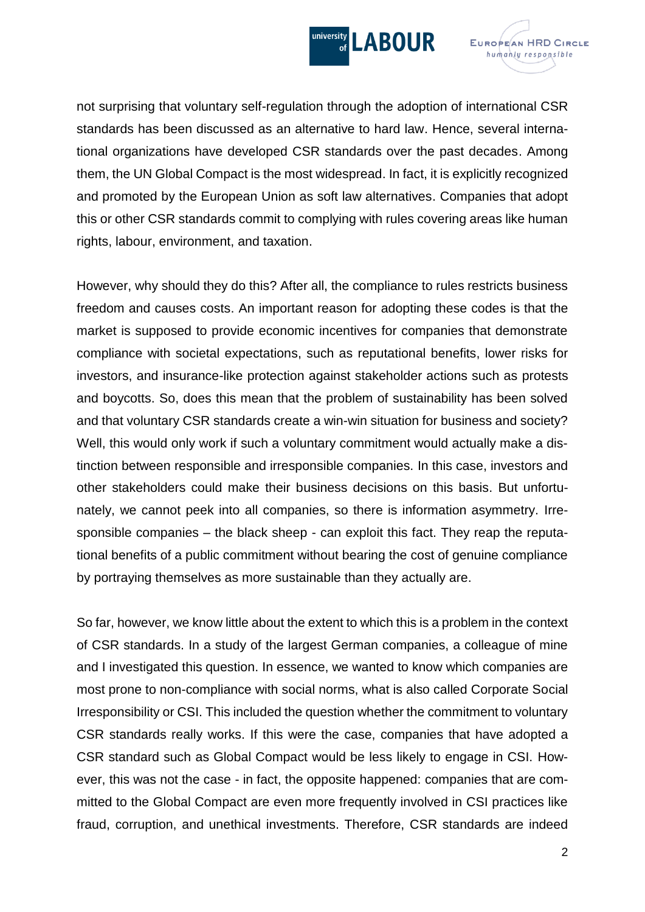not surprising that voluntary self-regulation through the adoption of international CSR standards has been discussed as an alternative to hard law. Hence, several international organizations have developed CSR standards over the past decades. Among them, the UN Global Compact is the most widespread. In fact, it is explicitly recognized and promoted by the European Union as soft law alternatives. Companies that adopt this or other CSR standards commit to complying with rules covering areas like human rights, labour, environment, and taxation.

However, why should they do this? After all, the compliance to rules restricts business freedom and causes costs. An important reason for adopting these codes is that the market is supposed to provide economic incentives for companies that demonstrate compliance with societal expectations, such as reputational benefits, lower risks for investors, and insurance-like protection against stakeholder actions such as protests and boycotts. So, does this mean that the problem of sustainability has been solved and that voluntary CSR standards create a win-win situation for business and society? Well, this would only work if such a voluntary commitment would actually make a distinction between responsible and irresponsible companies. In this case, investors and other stakeholders could make their business decisions on this basis. But unfortunately, we cannot peek into all companies, so there is information asymmetry. Irresponsible companies – the black sheep - can exploit this fact. They reap the reputational benefits of a public commitment without bearing the cost of genuine compliance by portraying themselves as more sustainable than they actually are.

So far, however, we know little about the extent to which this is a problem in the context of CSR standards. In a study of the largest German companies, a colleague of mine and I investigated this question. In essence, we wanted to know which companies are most prone to non-compliance with social norms, what is also called Corporate Social Irresponsibility or CSI. This included the question whether the commitment to voluntary CSR standards really works. If this were the case, companies that have adopted a CSR standard such as Global Compact would be less likely to engage in CSI. However, this was not the case - in fact, the opposite happened: companies that are committed to the Global Compact are even more frequently involved in CSI practices like fraud, corruption, and unethical investments. Therefore, CSR standards are indeed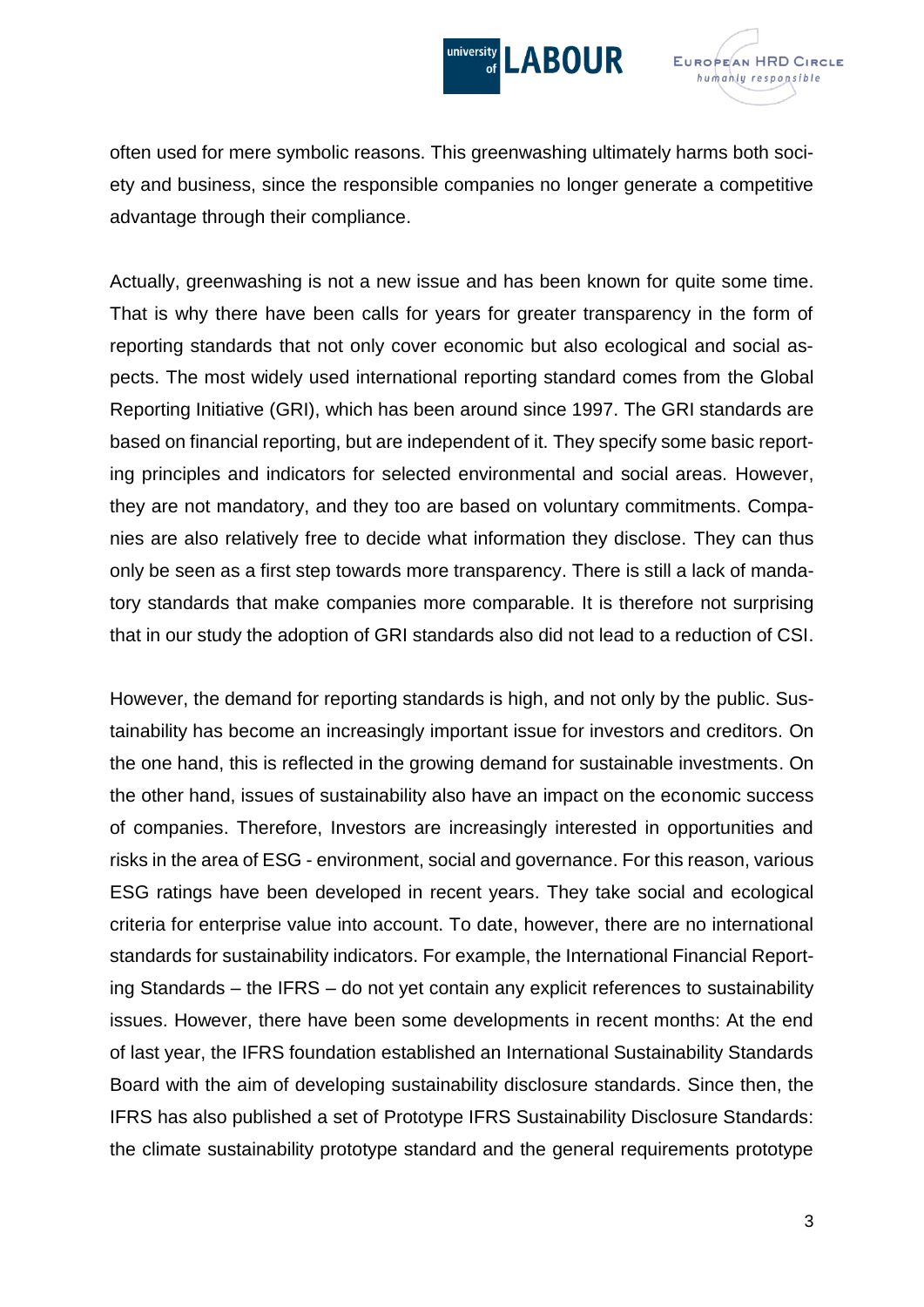often used for mere symbolic reasons. This greenwashing ultimately harms both society and business, since the responsible companies no longer generate a competitive advantage through their compliance.

Actually, greenwashing is not a new issue and has been known for quite some time. That is why there have been calls for years for greater transparency in the form of reporting standards that not only cover economic but also ecological and social aspects. The most widely used international reporting standard comes from the Global Reporting Initiative (GRI), which has been around since 1997. The GRI standards are based on financial reporting, but are independent of it. They specify some basic reporting principles and indicators for selected environmental and social areas. However, they are not mandatory, and they too are based on voluntary commitments. Companies are also relatively free to decide what information they disclose. They can thus only be seen as a first step towards more transparency. There is still a lack of mandatory standards that make companies more comparable. It is therefore not surprising that in our study the adoption of GRI standards also did not lead to a reduction of CSI.

However, the demand for reporting standards is high, and not only by the public. Sustainability has become an increasingly important issue for investors and creditors. On the one hand, this is reflected in the growing demand for sustainable investments. On the other hand, issues of sustainability also have an impact on the economic success of companies. Therefore, Investors are increasingly interested in opportunities and risks in the area of ESG - environment, social and governance. For this reason, various ESG ratings have been developed in recent years. They take social and ecological criteria for enterprise value into account. To date, however, there are no international standards for sustainability indicators. For example, the International Financial Reporting Standards – the IFRS – do not yet contain any explicit references to sustainability issues. However, there have been some developments in recent months: At the end of last year, the IFRS foundation established an International Sustainability Standards Board with the aim of developing sustainability disclosure standards. Since then, the IFRS has also published a set of Prototype IFRS Sustainability Disclosure Standards: the climate sustainability prototype standard and the general requirements prototype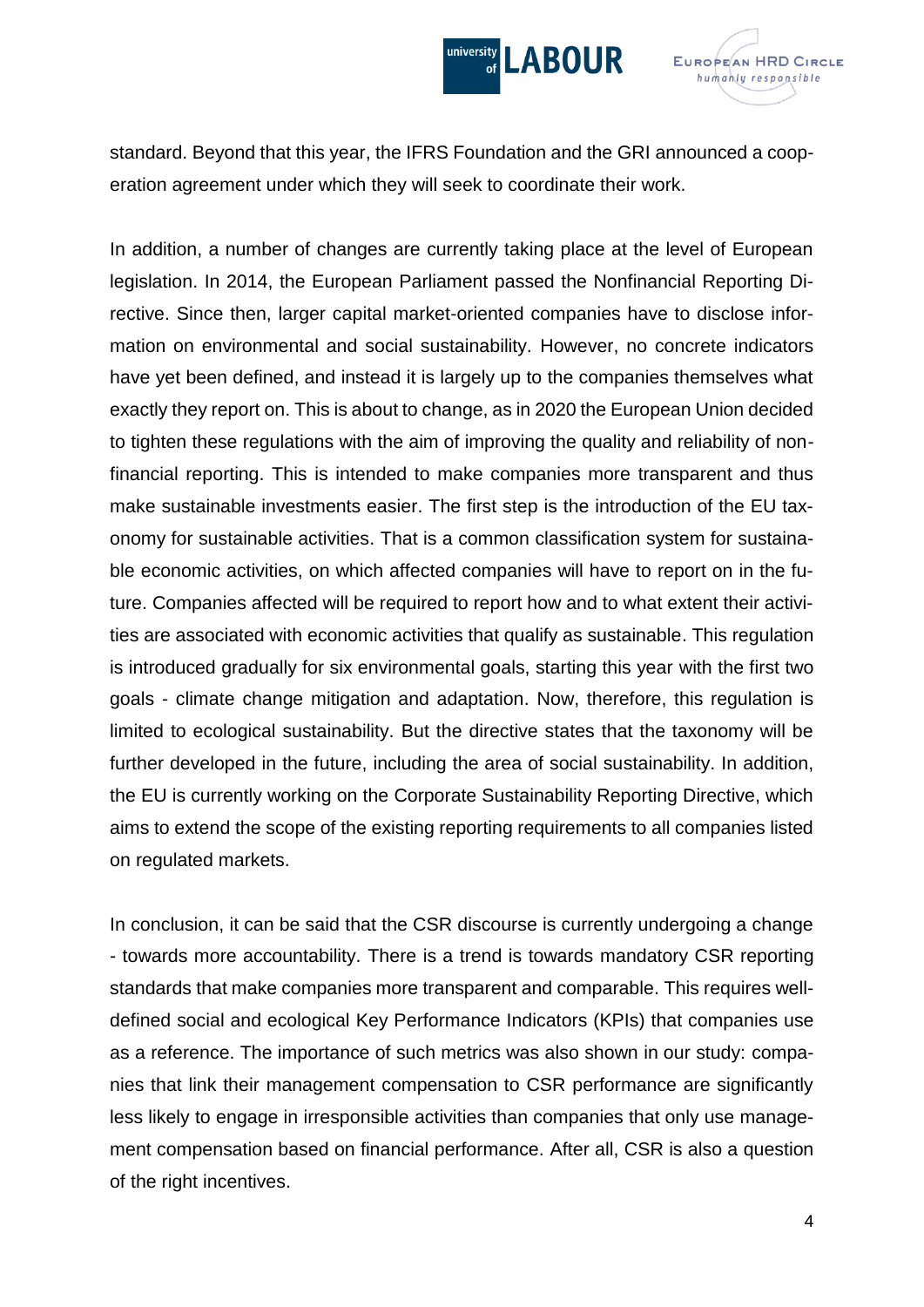standard. Beyond that this year, the IFRS Foundation and the GRI announced a cooperation agreement under which they will seek to coordinate their work.

In addition, a number of changes are currently taking place at the level of European legislation. In 2014, the European Parliament passed the Nonfinancial Reporting Directive. Since then, larger capital market-oriented companies have to disclose information on environmental and social sustainability. However, no concrete indicators have yet been defined, and instead it is largely up to the companies themselves what exactly they report on. This is about to change, as in 2020 the European Union decided to tighten these regulations with the aim of improving the quality and reliability of nonfinancial reporting. This is intended to make companies more transparent and thus make sustainable investments easier. The first step is the introduction of the EU taxonomy for sustainable activities. That is a common classification system for sustainable economic activities, on which affected companies will have to report on in the future. Companies affected will be required to report how and to what extent their activities are associated with economic activities that qualify as sustainable. This regulation is introduced gradually for six environmental goals, starting this year with the first two goals - climate change mitigation and adaptation. Now, therefore, this regulation is limited to ecological sustainability. But the directive states that the taxonomy will be further developed in the future, including the area of social sustainability. In addition, the EU is currently working on the Corporate Sustainability Reporting Directive, which aims to extend the scope of the existing reporting requirements to all companies listed on regulated markets.

In conclusion, it can be said that the CSR discourse is currently undergoing a change - towards more accountability. There is a trend is towards mandatory CSR reporting standards that make companies more transparent and comparable. This requires well-defined social and ecological Key Performance Indicators (KPIs) that companies use as a reference. The importance of such metrics was also shown in our study: companies that link their management compensation to CSR performance are significantly less likely to engage in irresponsible activities than companies that only use management compensation based on financial performance. After all, CSR is also a question of the right incentives.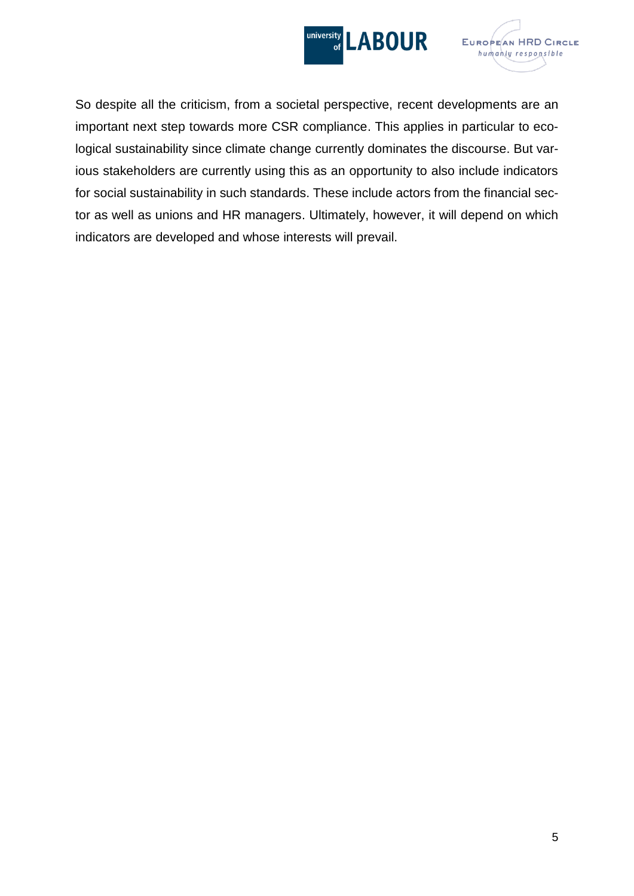So despite all the criticism, from a societal perspective, recent developments are an important next step towards more CSR compliance. This applies in particular to ecological sustainability since climate change currently dominates the discourse. But various stakeholders are currently using this as an opportunity to also include indicators for social sustainability in such standards. These include actors from the financial sector as well as unions and HR managers. Ultimately, however, it will depend on which indicators are developed and whose interests will prevail.